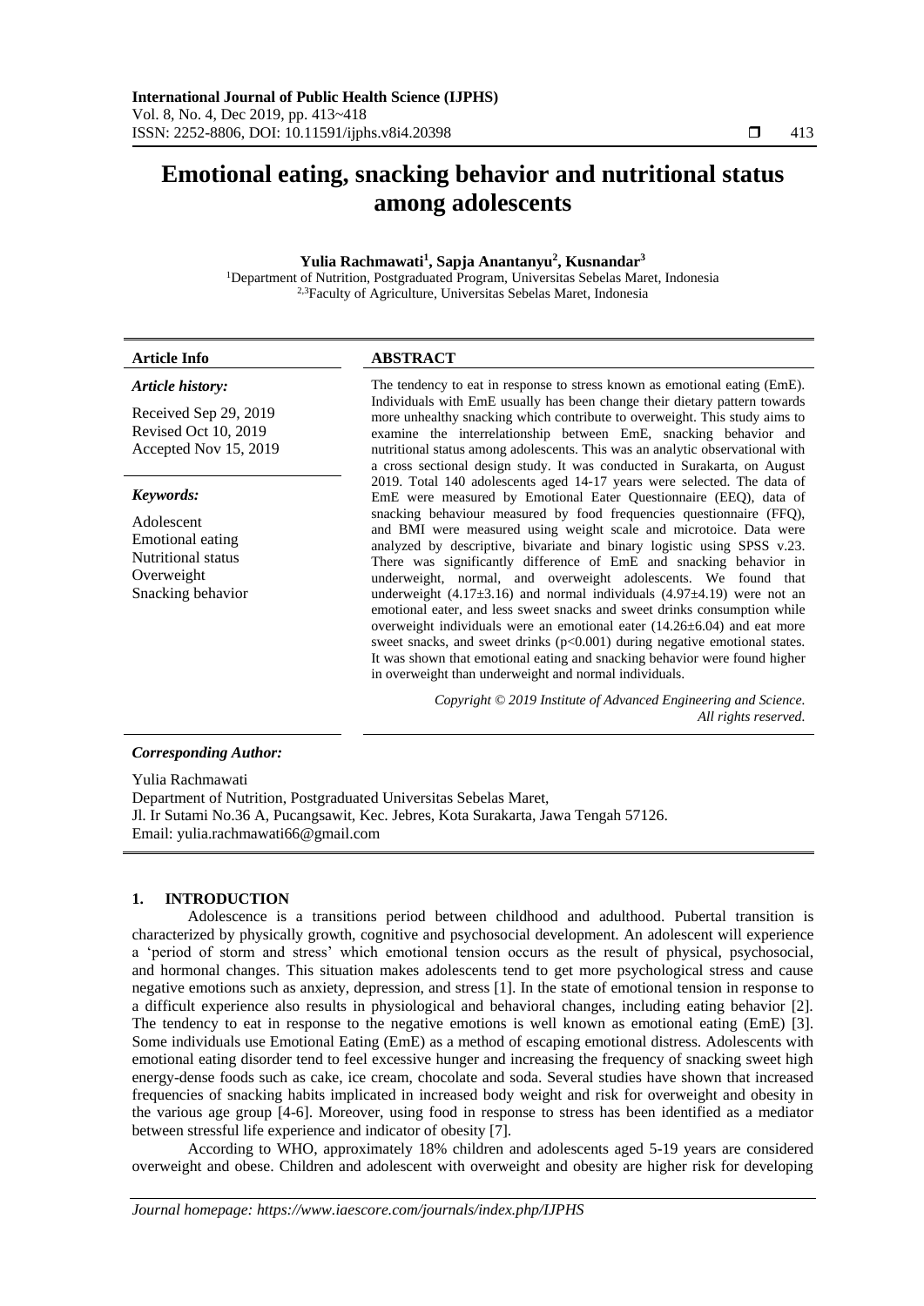# Emotional eating, snacking behavior and nutritional status among adolescents

**Yulia Rachmawati[1], Sapja Anantanyu[2], Kusnandar[3]**

[1]Department of Nutrition, Postgraduated Program, Universitas Sebelas Maret, Indonesia
[2,3]Faculty of Agriculture, Universitas Sebelas Maret, Indonesia

**Article Info**

***Article history:***

Received Sep 29, 2019
Revised Oct 10, 2019
Accepted Nov 15, 2019

***Keywords:***

Adolescent
Emotional eating
Nutritional status
Overweight
Snacking behavior

**ABSTRACT**

The tendency to eat in response to stress known as emotional eating (EmE). Individuals with EmE usually has been change their dietary pattern towards more unhealthy snacking which contribute to overweight. This study aims to examine the interrelationship between EmE, snacking behavior and nutritional status among adolescents. This was an analytic observational with a cross sectional design study. It was conducted in Surakarta, on August 2019. Total 140 adolescents aged 14-17 years were selected. The data of EmE were measured by Emotional Eater Questionnaire (EEQ), data of snacking behaviour measured by food frequencies questionnaire (FFQ), and BMI were measured using weight scale and microtoice. Data were analyzed by descriptive, bivariate and binary logistic using SPSS v.23. There was significantly difference of EmE and snacking behavior in underweight, normal, and overweight adolescents. We found that underweight ($4.17 \pm 3.16$) and normal individuals ($4.97 \pm 4.19$) were not an emotional eater, and less sweet snacks and sweet drinks consumption while overweight individuals were an emotional eater ($14.26 \pm 6.04$) and eat more sweet snacks, and sweet drinks ($p<0.001$) during negative emotional states. It was shown that emotional eating and snacking behavior were found higher in overweight than underweight and normal individuals.

*Copyright © 2019 Institute of Advanced Engineering and Science. All rights reserved.*

***Corresponding Author:***

Yulia Rachmawati
Department of Nutrition, Postgraduated Universitas Sebelas Maret,
Jl. Ir Sutami No.36 A, Pucangsawit, Kec. Jebres, Kota Surakarta, Jawa Tengah 57126.
Email: yulia.rachmawati66@gmail.com

## 1. INTRODUCTION

Adolescence is a transitions period between childhood and adulthood. Pubertal transition is characterized by physically growth, cognitive and psychosocial development. An adolescent will experience a 'period of storm and stress' which emotional tension occurs as the result of physical, psychosocial, and hormonal changes. This situation makes adolescents tend to get more psychological stress and cause negative emotions such as anxiety, depression, and stress [1]. In the state of emotional tension in response to a difficult experience also results in physiological and behavioral changes, including eating behavior [2]. The tendency to eat in response to the negative emotions is well known as emotional eating (EmE) [3]. Some individuals use Emotional Eating (EmE) as a method of escaping emotional distress. Adolescents with emotional eating disorder tend to feel excessive hunger and increasing the frequency of snacking sweet high energy-dense foods such as cake, ice cream, chocolate and soda. Several studies have shown that increased frequencies of snacking habits implicated in increased body weight and risk for overweight and obesity in the various age group [4-6]. Moreover, using food in response to stress has been identified as a mediator between stressful life experience and indicator of obesity [7].

According to WHO, approximately 18% children and adolescents aged 5-19 years are considered overweight and obese. Children and adolescent with overweight and obesity are higher risk for developing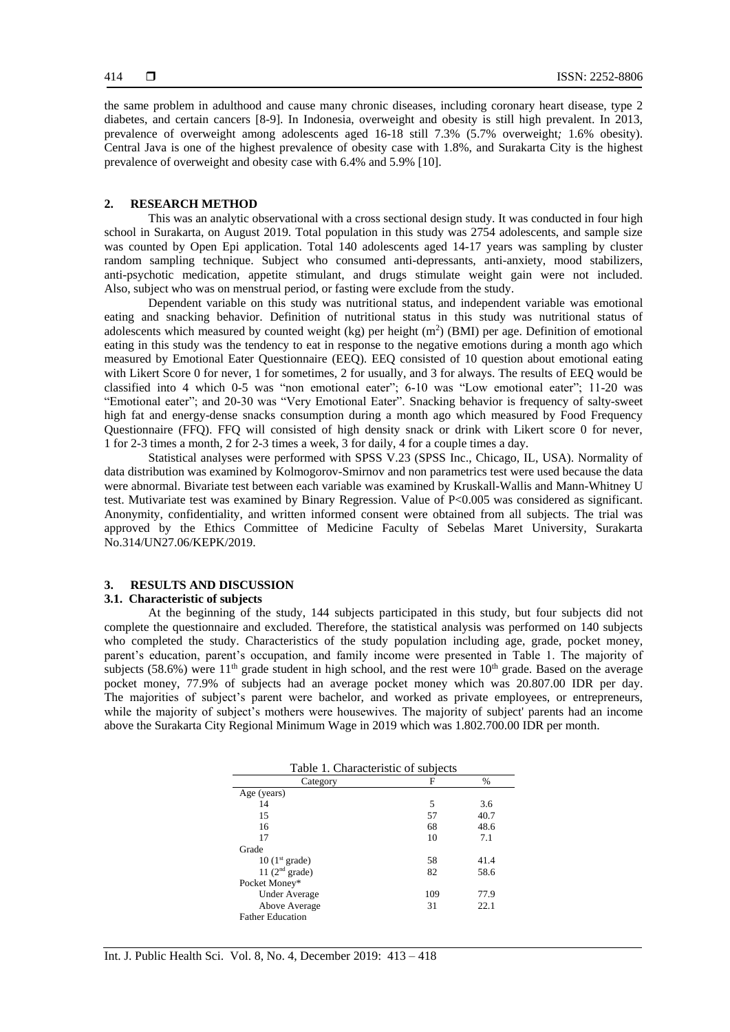the same problem in adulthood and cause many chronic diseases, including coronary heart disease, type 2 diabetes, and certain cancers [8-9]. In Indonesia, overweight and obesity is still high prevalent. In 2013, prevalence of overweight among adolescents aged 16-18 still 7.3% (5.7% overweight; 1.6% obesity). Central Java is one of the highest prevalence of obesity case with 1.8%, and Surakarta City is the highest prevalence of overweight and obesity case with 6.4% and 5.9% [10].

## 2. RESEARCH METHOD

This was an analytic observational with a cross sectional design study. It was conducted in four high school in Surakarta, on August 2019. Total population in this study was 2754 adolescents, and sample size was counted by Open Epi application. Total 140 adolescents aged 14-17 years was sampling by cluster random sampling technique. Subject who consumed anti-depressants, anti-anxiety, mood stabilizers, anti-psychotic medication, appetite stimulant, and drugs stimulate weight gain were not included. Also, subject who was on menstrual period, or fasting were exclude from the study.

Dependent variable on this study was nutritional status, and independent variable was emotional eating and snacking behavior. Definition of nutritional status in this study was nutritional status of adolescents which measured by counted weight (kg) per height ($m^2$) (BMI) per age. Definition of emotional eating in this study was the tendency to eat in response to the negative emotions during a month ago which measured by Emotional Eater Questionnaire (EEQ). EEQ consisted of 10 question about emotional eating with Likert Score 0 for never, 1 for sometimes, 2 for usually, and 3 for always. The results of EEQ would be classified into 4 which 0-5 was "non emotional eater"; 6-10 was "Low emotional eater"; 11-20 was "Emotional eater"; and 20-30 was "Very Emotional Eater". Snacking behavior is frequency of salty-sweet high fat and energy-dense snacks consumption during a month ago which measured by Food Frequency Questionnaire (FFQ). FFQ will consisted of high density snack or drink with Likert score 0 for never, 1 for 2-3 times a month, 2 for 2-3 times a week, 3 for daily, 4 for a couple times a day.

Statistical analyses were performed with SPSS V.23 (SPSS Inc., Chicago, IL, USA). Normality of data distribution was examined by Kolmogorov-Smirnov and non parametrics test were used because the data were abnormal. Bivariate test between each variable was examined by Kruskall-Wallis and Mann-Whitney U test. Mutivariate test was examined by Binary Regression. Value of $P<0.005$ was considered as significant. Anonymity, confidentiality, and written informed consent were obtained from all subjects. The trial was approved by the Ethics Committee of Medicine Faculty of Sebelas Maret University, Surakarta No.314/UN27.06/KEPK/2019.

## 3. RESULTS AND DISCUSSION

### 3.1. Characteristic of subjects

At the beginning of the study, 144 subjects participated in this study, but four subjects did not complete the questionnaire and excluded. Therefore, the statistical analysis was performed on 140 subjects who completed the study. Characteristics of the study population including age, grade, pocket money, parent's education, parent's occupation, and family income were presented in Table 1. The majority of subjects (58.6%) were 11th grade student in high school, and the rest were 10th grade. Based on the average pocket money, 77.9% of subjects had an average pocket money which was 20.807.00 IDR per day. The majorities of subject's parent were bachelor, and worked as private employees, or entrepreneurs, while the majority of subject's mothers were housewives. The majority of subject' parents had an income above the Surakarta City Regional Minimum Wage in 2019 which was 1.802.700.00 IDR per month.

Table 1. Characteristic of subjects

| Category | F | % |
|---|---|---|
| Age (years) | | |
| 14 | 5 | 3.6 |
| 15 | 57 | 40.7 |
| 16 | 68 | 48.6 |
| 17 | 10 | 7.1 |
| Grade | | |
| 10 (1st grade) | 58 | 41.4 |
| 11 (2nd grade) | 82 | 58.6 |
| Pocket Money* | | |
| Under Average | 109 | 77.9 |
| Above Average | 31 | 22.1 |
| Father Education | | |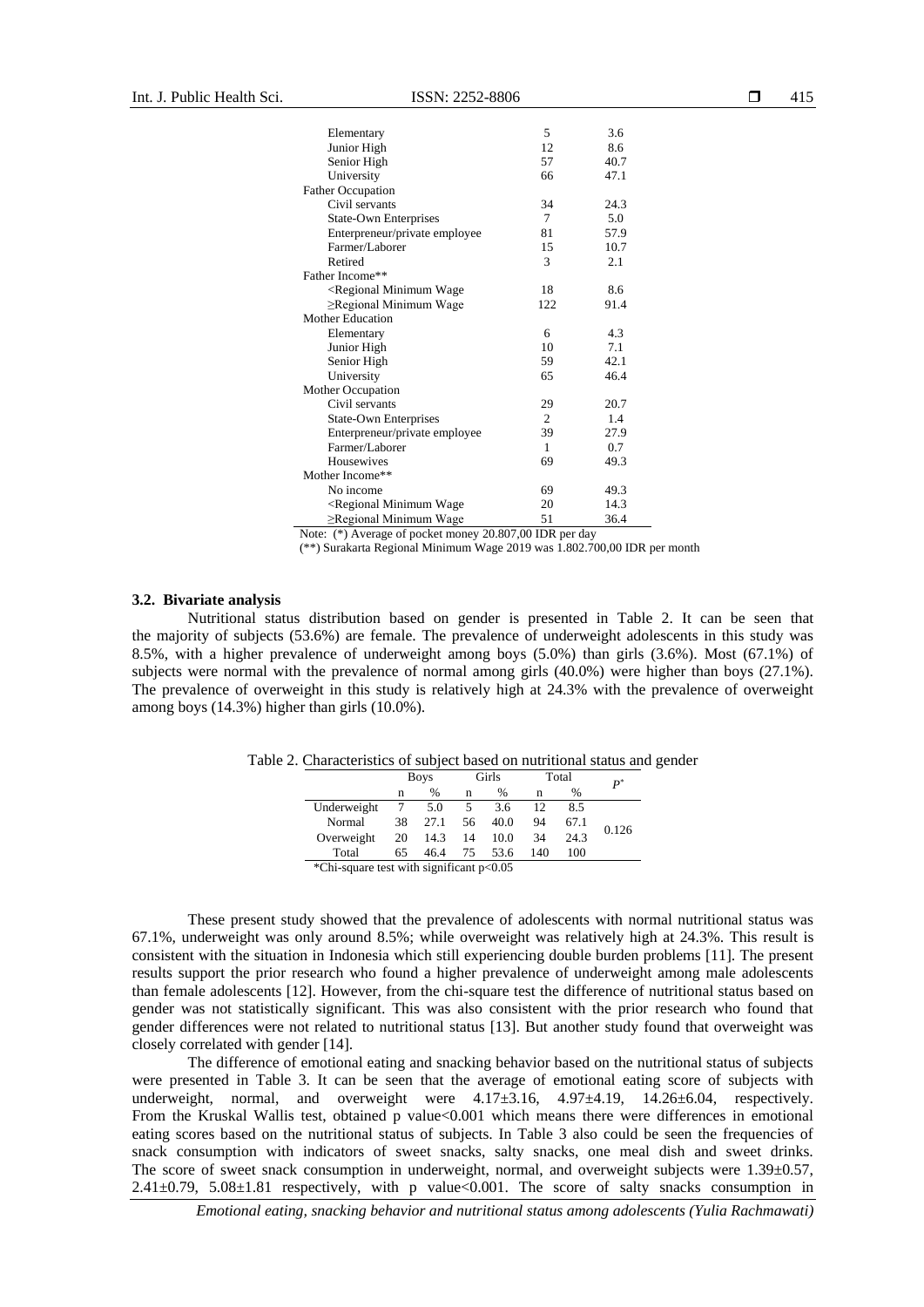| | | |
|---|---|---|
| Elementary | 5 | 3.6 |
| Junior High | 12 | 8.6 |
| Senior High | 57 | 40.7 |
| University | 66 | 47.1 |
| Father Occupation | | |
| Civil servants | 34 | 24.3 |
| State-Own Enterprises | 7 | 5.0 |
| Enterpreneur/private employee | 81 | 57.9 |
| Farmer/Laborer | 15 | 10.7 |
| Retired | 3 | 2.1 |
| Father Income** | | |
| <Regional Minimum Wage | 18 | 8.6 |
| ≥Regional Minimum Wage | 122 | 91.4 |
| Mother Education | | |
| Elementary | 6 | 4.3 |
| Junior High | 10 | 7.1 |
| Senior High | 59 | 42.1 |
| University | 65 | 46.4 |
| Mother Occupation | | |
| Civil servants | 29 | 20.7 |
| State-Own Enterprises | 2 | 1.4 |
| Enterpreneur/private employee | 39 | 27.9 |
| Farmer/Laborer | 1 | 0.7 |
| Housewives | 69 | 49.3 |
| Mother Income** | | |
| No income | 69 | 49.3 |
| <Regional Minimum Wage | 20 | 14.3 |
| ≥Regional Minimum Wage | 51 | 36.4 |

Note: (*) Average of pocket money 20.807,00 IDR per day
(**) Surakarta Regional Minimum Wage 2019 was 1.802.700,00 IDR per month

### 3.2. Bivariate analysis

Nutritional status distribution based on gender is presented in Table 2. It can be seen that the majority of subjects (53.6%) are female. The prevalence of underweight adolescents in this study was 8.5%, with a higher prevalence of underweight among boys (5.0%) than girls (3.6%). Most (67.1%) of subjects were normal with the prevalence of normal among girls (40.0%) were higher than boys (27.1%). The prevalence of overweight in this study is relatively high at 24.3% with the prevalence of overweight among boys (14.3%) higher than girls (10.0%).

Table 2. Characteristics of subject based on nutritional status and gender

| | Boys | | Girls | | Total | | $P^*$ |
|---|---|---|---|---|---|---|---|
| | n | % | n | % | n | % | |
| Underweight | 7 | 5.0 | 5 | 3.6 | 12 | 8.5 | 0.126 |
| Normal | 38 | 27.1 | 56 | 40.0 | 94 | 67.1 | |
| Overweight | 20 | 14.3 | 14 | 10.0 | 34 | 24.3 | |
| Total | 65 | 46.4 | 75 | 53.6 | 140 | 100 | |

*Chi-square test with significant p<0.05

These present study showed that the prevalence of adolescents with normal nutritional status was 67.1%, underweight was only around 8.5%; while overweight was relatively high at 24.3%. This result is consistent with the situation in Indonesia which still experiencing double burden problems [11]. The present results support the prior research who found a higher prevalence of underweight among male adolescents than female adolescents [12]. However, from the chi-square test the difference of nutritional status based on gender was not statistically significant. This was also consistent with the prior research who found that gender differences were not related to nutritional status [13]. But another study found that overweight was closely correlated with gender [14].

The difference of emotional eating and snacking behavior based on the nutritional status of subjects were presented in Table 3. It can be seen that the average of emotional eating score of subjects with underweight, normal, and overweight were 4.17±3.16, 4.97±4.19, 14.26±6.04, respectively. From the Kruskal Wallis test, obtained p value<0.001 which means there were differences in emotional eating scores based on the nutritional status of subjects. In Table 3 also could be seen the frequencies of snack consumption with indicators of sweet snacks, salty snacks, one meal dish and sweet drinks. The score of sweet snack consumption in underweight, normal, and overweight subjects were 1.39±0.57, 2.41±0.79, 5.08±1.81 respectively, with p value<0.001. The score of salty snacks consumption in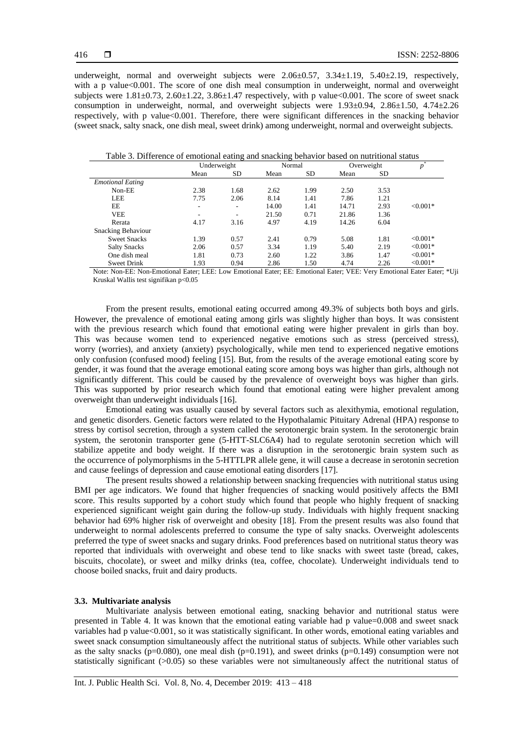underweight, normal and overweight subjects were 2.06±0.57, 3.34±1.19, 5.40±2.19, respectively, with a p value<0.001. The score of one dish meal consumption in underweight, normal and overweight subjects were 1.81±0.73, 2.60±1.22, 3.86±1.47 respectively, with p value<0.001. The score of sweet snack consumption in underweight, normal, and overweight subjects were 1.93±0.94, 2.86±1.50, 4.74±2.26 respectively, with p value<0.001. Therefore, there were significant differences in the snacking behavior (sweet snack, salty snack, one dish meal, sweet drink) among underweight, normal and overweight subjects.

Table 3. Difference of emotional eating and snacking behavior based on nutritional status

| | Underweight | | Normal | | Overweight | | $p^*$ |
|---|---|---|---|---|---|---|---|
| | Mean | SD | Mean | SD | Mean | SD | |
| *Emotional Eating* | | | | | | | |
| Non-EE | 2.38 | 1.68 | 2.62 | 1.99 | 2.50 | 3.53 | |
| LEE | 7.75 | 2.06 | 8.14 | 1.41 | 7.86 | 1.21 | |
| EE | - | - | 14.00 | 1.41 | 14.71 | 2.93 | <0.001* |
| VEE | - | - | 21.50 | 0.71 | 21.86 | 1.36 | |
| Rerata | 4.17 | 3.16 | 4.97 | 4.19 | 14.26 | 6.04 | |
| Snacking Behaviour | | | | | | | |
| Sweet Snacks | 1.39 | 0.57 | 2.41 | 0.79 | 5.08 | 1.81 | <0.001* |
| Salty Snacks | 2.06 | 0.57 | 3.34 | 1.19 | 5.40 | 2.19 | <0.001* |
| One dish meal | 1.81 | 0.73 | 2.60 | 1.22 | 3.86 | 1.47 | <0.001* |
| Sweet Drink | 1.93 | 0.94 | 2.86 | 1.50 | 4.74 | 2.26 | <0.001* |

Note: Non-EE: Non-Emotional Eater; LEE: Low Emotional Eater; EE: Emotional Eater; VEE: Very Emotional Eater Eater; *Uji Kruskal Wallis test signifikan p<0.05

From the present results, emotional eating occurred among 49.3% of subjects both boys and girls. However, the prevalence of emotional eating among girls was slightly higher than boys. It was consistent with the previous research which found that emotional eating were higher prevalent in girls than boy. This was because women tend to experienced negative emotions such as stress (perceived stress), worry (worries), and anxiety (anxiety) psychologically, while men tend to experienced negative emotions only confusion (confused mood) feeling [15]. But, from the results of the average emotional eating score by gender, it was found that the average emotional eating score among boys was higher than girls, although not significantly different. This could be caused by the prevalence of overweight boys was higher than girls. This was supported by prior research which found that emotional eating were higher prevalent among overweight than underweight individuals [16].

Emotional eating was usually caused by several factors such as alexithymia, emotional regulation, and genetic disorders. Genetic factors were related to the Hypothalamic Pituitary Adrenal (HPA) response to stress by cortisol secretion, through a system called the serotonergic brain system. In the serotonergic brain system, the serotonin transporter gene (5-HTT-SLC6A4) had to regulate serotonin secretion which will stabilize appetite and body weight. If there was a disruption in the serotonergic brain system such as the occurrence of polymorphisms in the 5-HTTLPR allele gene, it will cause a decrease in serotonin secretion and cause feelings of depression and cause emotional eating disorders [17].

The present results showed a relationship between snacking frequencies with nutritional status using BMI per age indicators. We found that higher frequencies of snacking would positively affects the BMI score. This results supported by a cohort study which found that people who highly frequent of snacking experienced significant weight gain during the follow-up study. Individuals with highly frequent snacking behavior had 69% higher risk of overweight and obesity [18]. From the present results was also found that underweight to normal adolescents preferred to consume the type of salty snacks. Overweight adolescents preferred the type of sweet snacks and sugary drinks. Food preferences based on nutritional status theory was reported that individuals with overweight and obese tend to like snacks with sweet taste (bread, cakes, biscuits, chocolate), or sweet and milky drinks (tea, coffee, chocolate). Underweight individuals tend to choose boiled snacks, fruit and dairy products.

### 3.3. Multivariate analysis

Multivariate analysis between emotional eating, snacking behavior and nutritional status were presented in Table 4. It was known that the emotional eating variable had p value=0.008 and sweet snack variables had p value<0.001, so it was statistically significant. In other words, emotional eating variables and sweet snack consumption simultaneously affect the nutritional status of subjects. While other variables such as the salty snacks (p=0.080), one meal dish (p=0.191), and sweet drinks (p=0.149) consumption were not statistically significant (>0.05) so these variables were not simultaneously affect the nutritional status of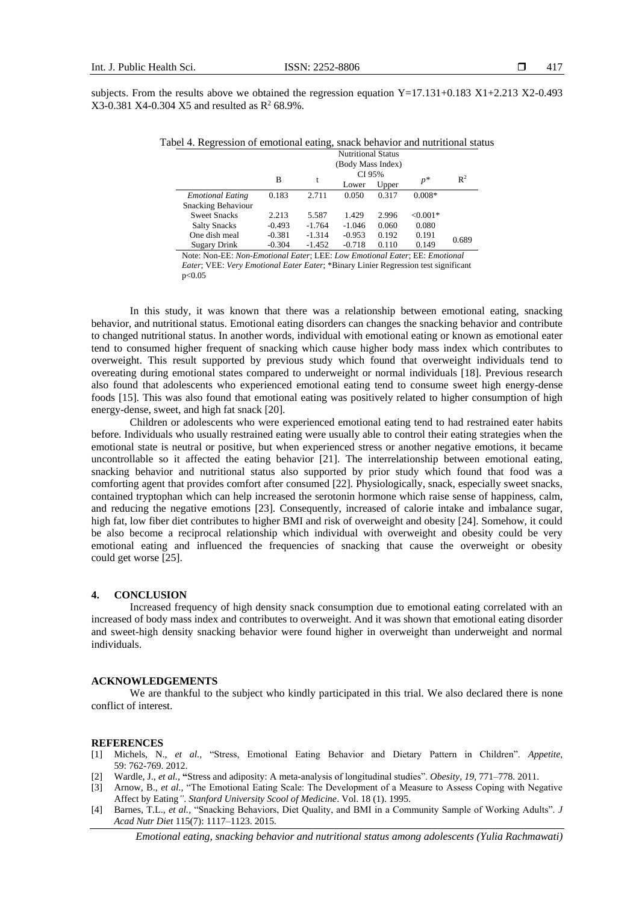subjects. From the results above we obtained the regression equation Y=17.131+0.183 X1+2.213 X2-0.493 X3-0.381 X4-0.304 X5 and resulted as $R^2$ 68.9%.

Tabel 4. Regression of emotional eating, snack behavior and nutritional status

| | Nutritional Status (Body Mass Index) | | | | | |
|---|---|---|---|---|---|---|
| | B | t | CI 95% Lower | CI 95% Upper | $p$* | $R^2$ |
| *Emotional Eating* | 0.183 | 2.711 | 0.050 | 0.317 | 0.008* | |
| Snacking Behaviour | | | | | | |
| Sweet Snacks | 2.213 | 5.587 | 1.429 | 2.996 | <0.001* | |
| Salty Snacks | -0.493 | -1.764 | -1.046 | 0.060 | 0.080 | |
| One dish meal | -0.381 | -1.314 | -0.953 | 0.192 | 0.191 | 0.689 |
| Sugary Drink | -0.304 | -1.452 | -0.718 | 0.110 | 0.149 | |

Note: Non-EE: *Non-Emotional Eater*; LEE: *Low Emotional Eater*; EE: *Emotional Eater*; VEE: *Very Emotional Eater Eater*; *Binary Linier Regression test significant p<0.05

In this study, it was known that there was a relationship between emotional eating, snacking behavior, and nutritional status. Emotional eating disorders can changes the snacking behavior and contribute to changed nutritional status. In another words, individual with emotional eating or known as emotional eater tend to consumed higher frequent of snacking which cause higher body mass index which contributes to overweight. This result supported by previous study which found that overweight individuals tend to overeating during emotional states compared to underweight or normal individuals [18]. Previous research also found that adolescents who experienced emotional eating tend to consume sweet high energy-dense foods [15]. This was also found that emotional eating was positively related to higher consumption of high energy-dense, sweet, and high fat snack [20].

Children or adolescents who were experienced emotional eating tend to had restrained eater habits before. Individuals who usually restrained eating were usually able to control their eating strategies when the emotional state is neutral or positive, but when experienced stress or another negative emotions, it became uncontrollable so it affected the eating behavior [21]. The interrelationship between emotional eating, snacking behavior and nutritional status also supported by prior study which found that food was a comforting agent that provides comfort after consumed [22]. Physiologically, snack, especially sweet snacks, contained tryptophan which can help increased the serotonin hormone which raise sense of happiness, calm, and reducing the negative emotions [23]. Consequently, increased of calorie intake and imbalance sugar, high fat, low fiber diet contributes to higher BMI and risk of overweight and obesity [24]. Somehow, it could be also become a reciprocal relationship which individual with overweight and obesity could be very emotional eating and influenced the frequencies of snacking that cause the overweight or obesity could get worse [25].

## 4. CONCLUSION

Increased frequency of high density snack consumption due to emotional eating correlated with an increased of body mass index and contributes to overweight. And it was shown that emotional eating disorder and sweet-high density snacking behavior were found higher in overweight than underweight and normal individuals.

## ACKNOWLEDGEMENTS

We are thankful to the subject who kindly participated in this trial. We also declared there is none conflict of interest.

## REFERENCES

[1] Michels, N., *et al.*, "Stress, Emotional Eating Behavior and Dietary Pattern in Children". *Appetite*, 59: 762-769. 2012.

[2] Wardle, J., *et al.*, "Stress and adiposity: A meta-analysis of longitudinal studies". *Obesity, 19*, 771–778. 2011.

[3] Arnow, B., *et al.*, "The Emotional Eating Scale: The Development of a Measure to Assess Coping with Negative Affect by Eating". *Stanford University Scool of Medicine*. Vol. 18 (1). 1995.

[4] Barnes, T.L., *et al.*, "Snacking Behaviors, Diet Quality, and BMI in a Community Sample of Working Adults". *J Acad Nutr Diet* 115(7): 1117–1123. 2015.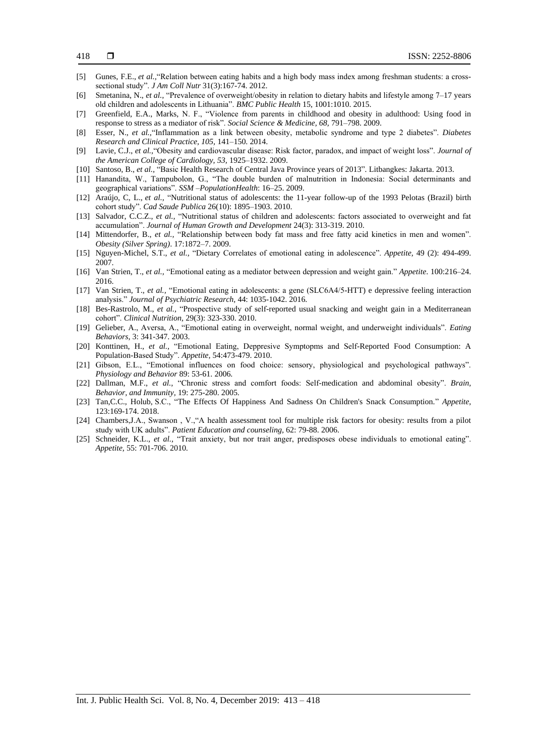[5] Gunes, F.E., *et al.*,"Relation between eating habits and a high body mass index among freshman students: a cross-sectional study". *J Am Coll Nutr* 31(3):167-74. 2012.

[6] Smetanina, N., *et al.,* "Prevalence of overweight/obesity in relation to dietary habits and lifestyle among 7–17 years old children and adolescents in Lithuania". *BMC Public Health* 15, 1001:1010. 2015.

[7] Greenfield, E.A., Marks, N. F., "Violence from parents in childhood and obesity in adulthood: Using food in response to stress as a mediator of risk". *Social Science & Medicine, 68,* 791–798. 2009.

[8] Esser, N., *et al.,*"Inflammation as a link between obesity, metabolic syndrome and type 2 diabetes". *Diabetes Research and Clinical Practice, 105,* 141–150. 2014.

[9] Lavie, C.J., *et al.,*"Obesity and cardiovascular disease: Risk factor, paradox, and impact of weight loss". *Journal of the American College of Cardiology, 53,* 1925–1932. 2009.

[10] Santoso, B., *et al.,* "Basic Health Research of Central Java Province years of 2013". Litbangkes: Jakarta. 2013.

[11] Hanandita, W., Tampubolon, G., "The double burden of malnutrition in Indonesia: Social determinants and geographical variations". *SSM –PopulationHealth*: 16–25. 2009.

[12] Araújo, C, L., *et al.,* "Nutritional status of adolescents: the 11-year follow-up of the 1993 Pelotas (Brazil) birth cohort study". *Cad Saude Publica* 26(10): 1895–1903. 2010.

[13] Salvador, C.C.Z., *et al.,* "Nutritional status of children and adolescents: factors associated to overweight and fat accumulation". *Journal of Human Growth and Development* 24(3): 313-319. 2010.

[14] Mittendorfer, B., *et al.,* "Relationship between body fat mass and free fatty acid kinetics in men and women". *Obesity (Silver Spring)*. 17:1872–7. 2009.

[15] Nguyen-Michel, S.T., *et al.,* "Dietary Correlates of emotional eating in adolescence". *Appetite,* 49 (2): 494-499. 2007.

[16] Van Strien, T., *et al.,* "Emotional eating as a mediator between depression and weight gain." *Appetite*. 100:216–24. 2016.

[17] Van Strien, T., *et al.,* "Emotional eating in adolescents: a gene (SLC6A4/5-HTT) e depressive feeling interaction analysis." *Journal of Psychiatric Research,* 44: 1035-1042. 2016.

[18] Bes-Rastrolo, M., *et al.,* "Prospective study of self-reported usual snacking and weight gain in a Mediterranean cohort". *Clinical Nutrition,* 29(3): 323-330. 2010.

[19] Gelieber, A., Aversa, A., "Emotional eating in overweight, normal weight, and underweight individuals". *Eating Behaviors,* 3: 341-347. 2003.

[20] Konttinen, H., *et al.,* "Emotional Eating, Deppresive Symptopms and Self-Reported Food Consumption: A Population-Based Study". *Appetite,* 54:473-479. 2010.

[21] Gibson, E.L., "Emotional influences on food choice: sensory, physiological and psychological pathways". *Physiology and Behavior* 89: 53-61. 2006.

[22] Dallman, M.F., *et al.,* "Chronic stress and comfort foods: Self-medication and abdominal obesity". *Brain, Behavior, and Immunity,* 19: 275-280. 2005.

[23] Tan,C.C., Holub, S.C., "The Effects Of Happiness And Sadness On Children's Snack Consumption." *Appetite*, 123:169-174. 2018.

[24] Chambers,J.A., Swanson , V.,"A health assessment tool for multiple risk factors for obesity: results from a pilot study with UK adults". *Patient Education and counseling,* 62: 79-88. 2006.

[25] Schneider, K.L., *et al.,* "Trait anxiety, but nor trait anger, predisposes obese individuals to emotional eating". *Appetite,* 55: 701-706. 2010.